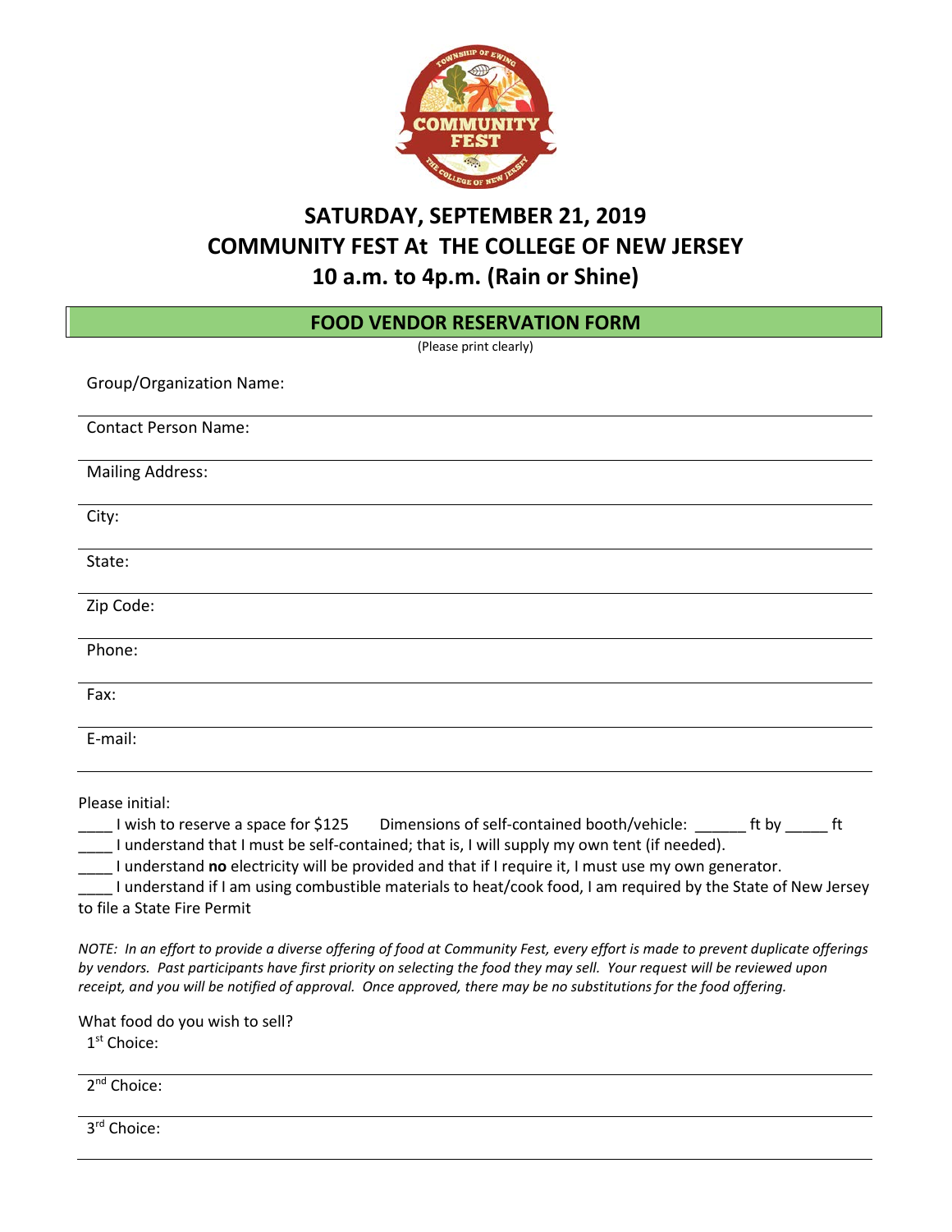# SATURDAY, SEPTEMBER 21, 2019
# COMMUNITY FEST At THE COLLEGE OF NEW JERSEY
# 10 a.m. to 4p.m. (Rain or Shine)

## FOOD VENDOR RESERVATION FORM

(Please print clearly)

Group/Organization Name:

Contact Person Name:

Mailing Address:

City:

State:

Zip Code:

Phone:

Fax:

E-mail:

Please initial:

____ I wish to reserve a space for $125 Dimensions of self-contained booth/vehicle: ______ ft by _____ ft

____ I understand that I must be self-contained; that is, I will supply my own tent (if needed).

____ I understand **no** electricity will be provided and that if I require it, I must use my own generator.

____ I understand if I am using combustible materials to heat/cook food, I am required by the State of New Jersey to file a State Fire Permit

*NOTE: In an effort to provide a diverse offering of food at Community Fest, every effort is made to prevent duplicate offerings by vendors. Past participants have first priority on selecting the food they may sell. Your request will be reviewed upon receipt, and you will be notified of approval. Once approved, there may be no substitutions for the food offering.*

What food do you wish to sell?

1st Choice:

2nd Choice:

3rd Choice: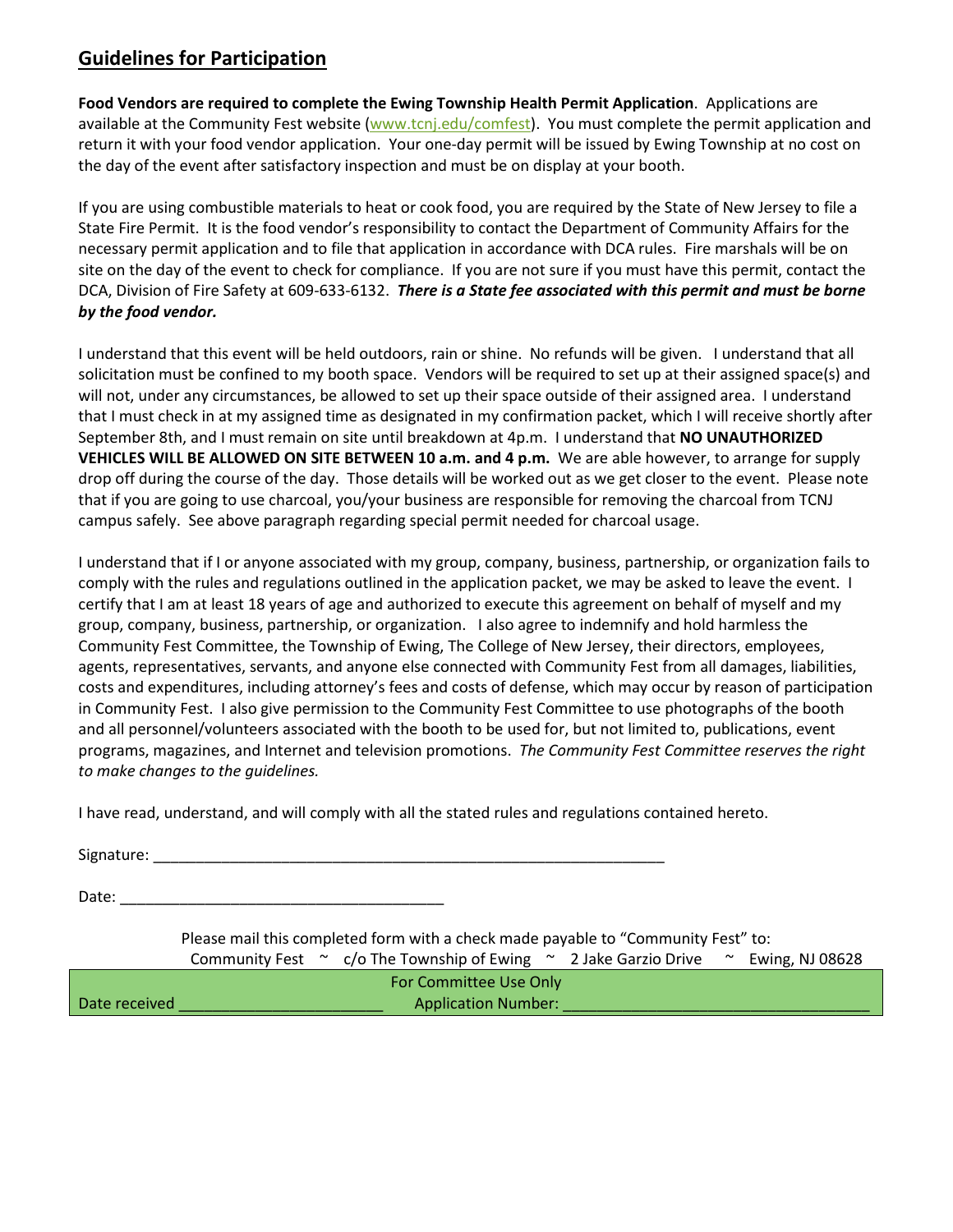## Guidelines for Participation

**Food Vendors are required to complete the Ewing Township Health Permit Application**. Applications are available at the Community Fest website (www.tcnj.edu/comfest). You must complete the permit application and return it with your food vendor application. Your one-day permit will be issued by Ewing Township at no cost on the day of the event after satisfactory inspection and must be on display at your booth.

If you are using combustible materials to heat or cook food, you are required by the State of New Jersey to file a State Fire Permit. It is the food vendor's responsibility to contact the Department of Community Affairs for the necessary permit application and to file that application in accordance with DCA rules. Fire marshals will be on site on the day of the event to check for compliance. If you are not sure if you must have this permit, contact the DCA, Division of Fire Safety at 609-633-6132. ***There is a State fee associated with this permit and must be borne by the food vendor.***

I understand that this event will be held outdoors, rain or shine. No refunds will be given. I understand that all solicitation must be confined to my booth space. Vendors will be required to set up at their assigned space(s) and will not, under any circumstances, be allowed to set up their space outside of their assigned area. I understand that I must check in at my assigned time as designated in my confirmation packet, which I will receive shortly after September 8th, and I must remain on site until breakdown at 4p.m. I understand that **NO UNAUTHORIZED VEHICLES WILL BE ALLOWED ON SITE BETWEEN 10 a.m. and 4 p.m.** We are able however, to arrange for supply drop off during the course of the day. Those details will be worked out as we get closer to the event. Please note that if you are going to use charcoal, you/your business are responsible for removing the charcoal from TCNJ campus safely. See above paragraph regarding special permit needed for charcoal usage.

I understand that if I or anyone associated with my group, company, business, partnership, or organization fails to comply with the rules and regulations outlined in the application packet, we may be asked to leave the event. I certify that I am at least 18 years of age and authorized to execute this agreement on behalf of myself and my group, company, business, partnership, or organization. I also agree to indemnify and hold harmless the Community Fest Committee, the Township of Ewing, The College of New Jersey, their directors, employees, agents, representatives, servants, and anyone else connected with Community Fest from all damages, liabilities, costs and expenditures, including attorney's fees and costs of defense, which may occur by reason of participation in Community Fest. I also give permission to the Community Fest Committee to use photographs of the booth and all personnel/volunteers associated with the booth to be used for, but not limited to, publications, event programs, magazines, and Internet and television promotions. *The Community Fest Committee reserves the right to make changes to the guidelines.*

I have read, understand, and will comply with all the stated rules and regulations contained hereto.

Signature: ___________________________________________________________

Date: ______________________________________

Please mail this completed form with a check made payable to "Community Fest" to:
Community Fest ~ c/o The Township of Ewing ~ 2 Jake Garzio Drive ~ Ewing, NJ 08628

For Committee Use Only

Date received ________________________ Application Number: ____________________________________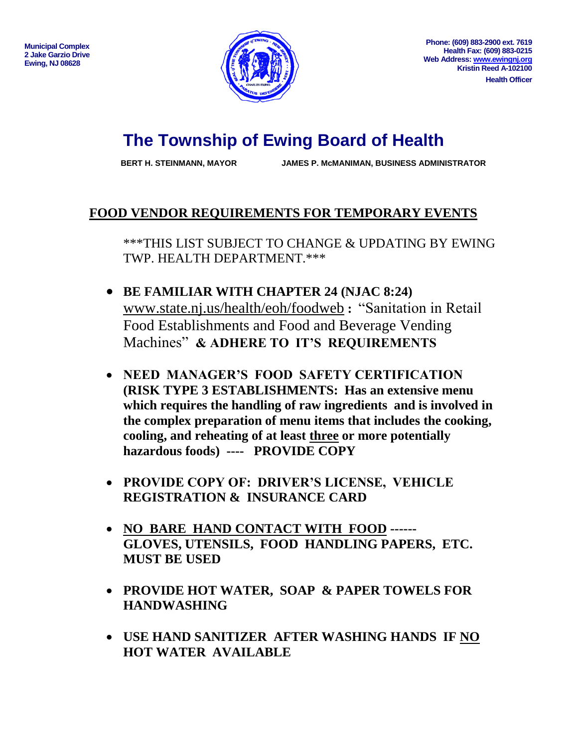Municipal Complex
2 Jake Garzio Drive
Ewing, NJ 08628

Phone: (609) 883-2900 ext. 7619
Health Fax: (609) 883-0215
Web Address: www.ewingnj.org
Kristin Reed A-102100
Health Officer

# The Township of Ewing Board of Health

**BERT H. STEINMANN, MAYOR** **JAMES P. McMANIMAN, BUSINESS ADMINISTRATOR**

## FOOD VENDOR REQUIREMENTS FOR TEMPORARY EVENTS

\*\*\*THIS LIST SUBJECT TO CHANGE & UPDATING BY EWING TWP. HEALTH DEPARTMENT.\*\*\*

- **BE FAMILIAR WITH CHAPTER 24 (NJAC 8:24)** www.state.nj.us/health/eoh/foodweb **:** "Sanitation in Retail Food Establishments and Food and Beverage Vending Machines" **& ADHERE TO IT'S REQUIREMENTS**
- **NEED MANAGER'S FOOD SAFETY CERTIFICATION (RISK TYPE 3 ESTABLISHMENTS: Has an extensive menu which requires the handling of raw ingredients and is involved in the complex preparation of menu items that includes the cooking, cooling, and reheating of at least three or more potentially hazardous foods) ---- PROVIDE COPY**
- **PROVIDE COPY OF: DRIVER'S LICENSE, VEHICLE REGISTRATION & INSURANCE CARD**
- **NO BARE HAND CONTACT WITH FOOD ------ GLOVES, UTENSILS, FOOD HANDLING PAPERS, ETC. MUST BE USED**
- **PROVIDE HOT WATER, SOAP & PAPER TOWELS FOR HANDWASHING**
- **USE HAND SANITIZER AFTER WASHING HANDS IF NO HOT WATER AVAILABLE**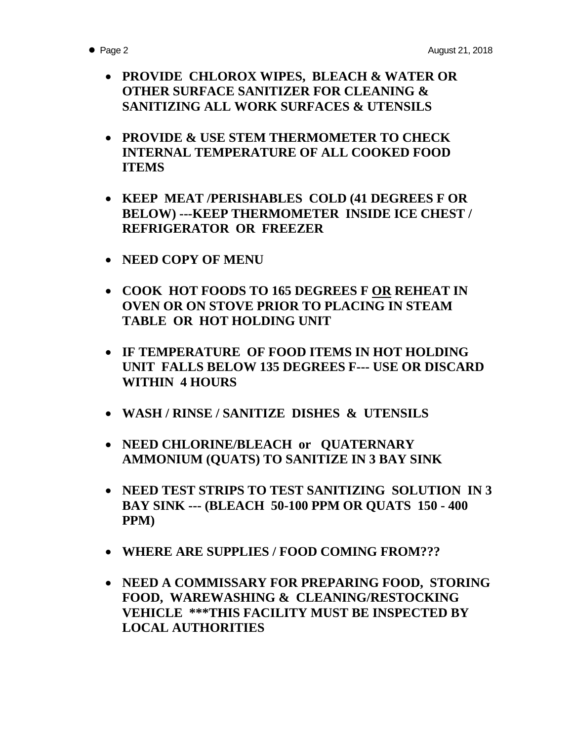- **PROVIDE CHLOROX WIPES, BLEACH & WATER OR OTHER SURFACE SANITIZER FOR CLEANING & SANITIZING ALL WORK SURFACES & UTENSILS**

- **PROVIDE & USE STEM THERMOMETER TO CHECK INTERNAL TEMPERATURE OF ALL COOKED FOOD ITEMS**

- **KEEP MEAT /PERISHABLES COLD (41 DEGREES F OR BELOW) ---KEEP THERMOMETER INSIDE ICE CHEST / REFRIGERATOR OR FREEZER**

- **NEED COPY OF MENU**

- **COOK HOT FOODS TO 165 DEGREES F <u>OR</u> REHEAT IN OVEN OR ON STOVE PRIOR TO PLACING IN STEAM TABLE OR HOT HOLDING UNIT**

- **IF TEMPERATURE OF FOOD ITEMS IN HOT HOLDING UNIT FALLS BELOW 135 DEGREES F--- USE OR DISCARD WITHIN 4 HOURS**

- **WASH / RINSE / SANITIZE DISHES & UTENSILS**

- **NEED CHLORINE/BLEACH or QUATERNARY AMMONIUM (QUATS) TO SANITIZE IN 3 BAY SINK**

- **NEED TEST STRIPS TO TEST SANITIZING SOLUTION IN 3 BAY SINK --- (BLEACH 50-100 PPM OR QUATS 150 - 400 PPM)**

- **WHERE ARE SUPPLIES / FOOD COMING FROM???**

- **NEED A COMMISSARY FOR PREPARING FOOD, STORING FOOD, WAREWASHING & CLEANING/RESTOCKING VEHICLE \*\*\*THIS FACILITY MUST BE INSPECTED BY LOCAL AUTHORITIES**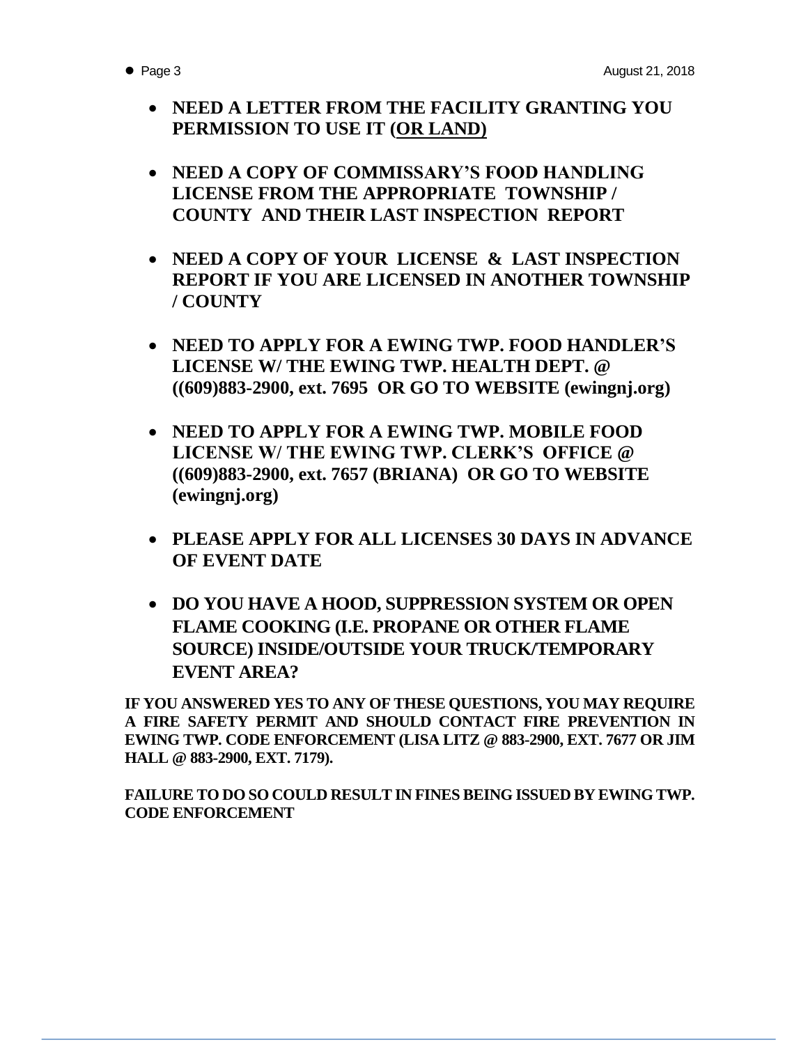- **NEED A LETTER FROM THE FACILITY GRANTING YOU PERMISSION TO USE IT (OR LAND)**

- **NEED A COPY OF COMMISSARY'S FOOD HANDLING LICENSE FROM THE APPROPRIATE TOWNSHIP / COUNTY AND THEIR LAST INSPECTION REPORT**

- **NEED A COPY OF YOUR LICENSE & LAST INSPECTION REPORT IF YOU ARE LICENSED IN ANOTHER TOWNSHIP / COUNTY**

- **NEED TO APPLY FOR A EWING TWP. FOOD HANDLER'S LICENSE W/ THE EWING TWP. HEALTH DEPT. @ ((609)883-2900, ext. 7695 OR GO TO WEBSITE (ewingnj.org)**

- **NEED TO APPLY FOR A EWING TWP. MOBILE FOOD LICENSE W/ THE EWING TWP. CLERK'S OFFICE @ ((609)883-2900, ext. 7657 (BRIANA) OR GO TO WEBSITE (ewingnj.org)**

- **PLEASE APPLY FOR ALL LICENSES 30 DAYS IN ADVANCE OF EVENT DATE**

- **DO YOU HAVE A HOOD, SUPPRESSION SYSTEM OR OPEN FLAME COOKING (I.E. PROPANE OR OTHER FLAME SOURCE) INSIDE/OUTSIDE YOUR TRUCK/TEMPORARY EVENT AREA?**

**IF YOU ANSWERED YES TO ANY OF THESE QUESTIONS, YOU MAY REQUIRE A FIRE SAFETY PERMIT AND SHOULD CONTACT FIRE PREVENTION IN EWING TWP. CODE ENFORCEMENT (LISA LITZ @ 883-2900, EXT. 7677 OR JIM HALL @ 883-2900, EXT. 7179).**

**FAILURE TO DO SO COULD RESULT IN FINES BEING ISSUED BY EWING TWP. CODE ENFORCEMENT**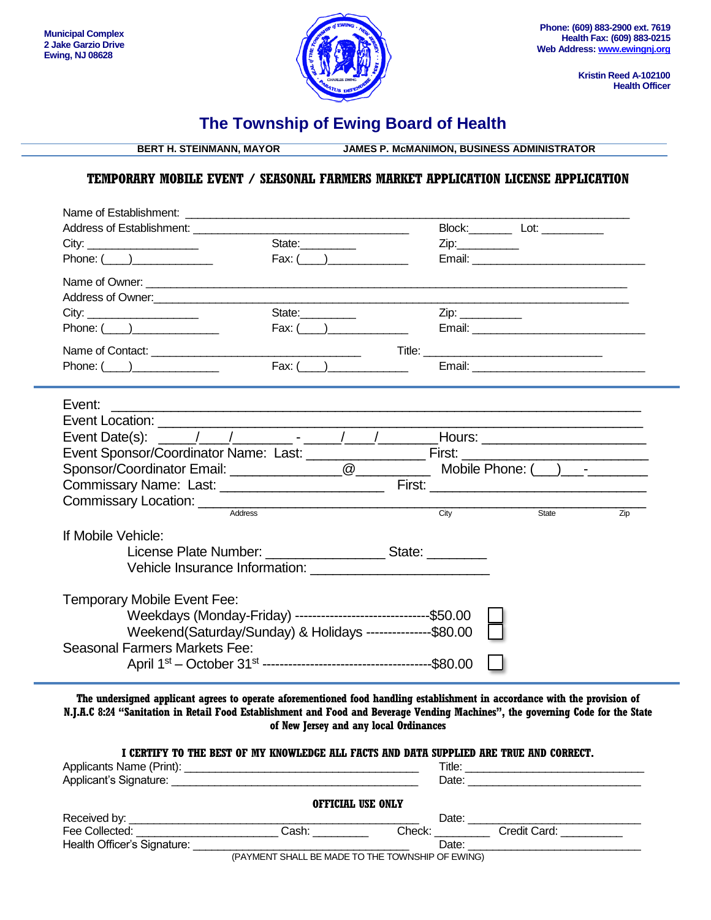Municipal Complex
2 Jake Garzio Drive
Ewing, NJ 08628

Phone: (609) 883-2900 ext. 7619
Health Fax: (609) 883-0215
Web Address: www.ewingnj.org

Kristin Reed A-102100
Health Officer

# The Township of Ewing Board of Health

**BERT H. STEINMANN, MAYOR** **JAMES P. McMANIMON, BUSINESS ADMINISTRATOR**

## TEMPORARY MOBILE EVENT / SEASONAL FARMERS MARKET APPLICATION LICENSE APPLICATION

Name of Establishment: ___________________________________________________________________

Address of Establishment: ______________________________ Block:_______ Lot: _________

City: _________________ State:_________ Zip:__________

Phone: (___)____________ Fax: (___)____________ Email: __________________________

Name of Owner: ______________________________________________________________________

Address of Owner:_____________________________________________________________________

City: _________________ State:_________ Zip: __________

Phone: (___)_____________ Fax: (___)____________ Email: __________________________

Name of Contact: _____________________________ Title: ___________________________

Phone: (___)_____________ Fax: (___)____________ Email: __________________________

---

Event: ______________________________________________________________

Event Location: ______________________________________________________

Event Date(s): ____/___/_______ - ____/___/_______Hours: ____________________

Event Sponsor/Coordinator Name: Last: ______________ First: ____________________

Sponsor/Coordinator Email: _____________@_________ Mobile Phone: (__)___-_______

Commissary Name: Last: ____________________ First: __________________________

Commissary Location: ____________________________________________________
Address City State Zip

If Mobile Vehicle:

License Plate Number: _______________ State: ________

Vehicle Insurance Information: ______________________

Temporary Mobile Event Fee:

- Weekdays (Monday-Friday) ------------------------------$50.00 ☐
- Weekend(Saturday/Sunday) & Holidays ---------------$80.00 ☐

Seasonal Farmers Markets Fee:

- April 1st – October 31st --------------------------------------$80.00 ☐

---

**The undersigned applicant agrees to operate aforementioned food handling establishment in accordance with the provision of N.J.A.C 8:24 "Sanitation in Retail Food Establishment and Food and Beverage Vending Machines", the governing Code for the State of New Jersey and any local Ordinances**

**I CERTIFY TO THE BEST OF MY KNOWLEDGE ALL FACTS AND DATA SUPPLIED ARE TRUE AND CORRECT.**

Applicants Name (Print): ________________________________ Title: _________________________

Applicant's Signature: __________________________________ Date: _________________________

**OFFICIAL USE ONLY**

Received by: ____________________________________________ Date: _________________________

Fee Collected: ____________________ Cash: ________ Check: ________ Credit Card: _________

Health Officer's Signature: ______________________________ Date: _________________________

(PAYMENT SHALL BE MADE TO THE TOWNSHIP OF EWING)